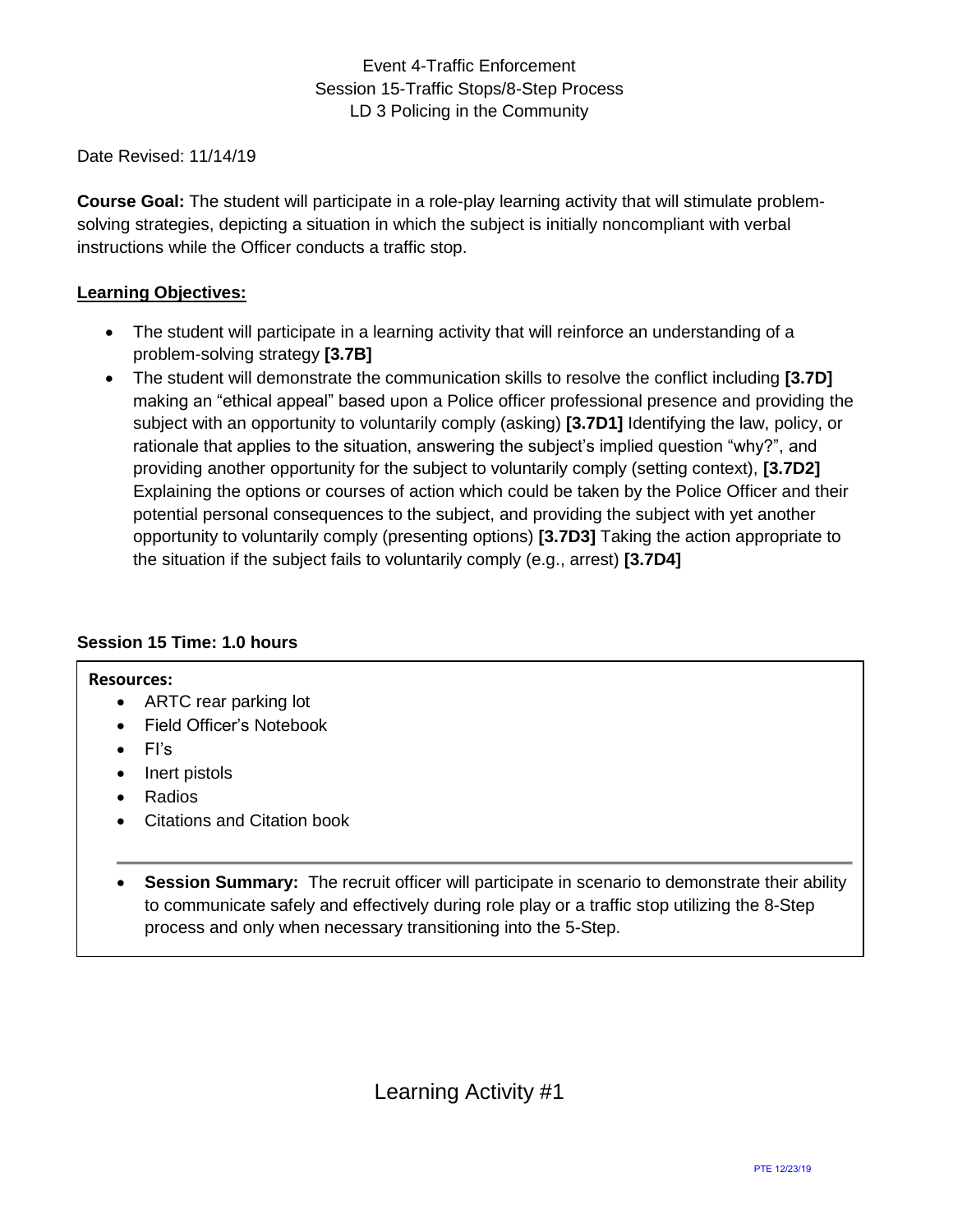Event 4-Traffic Enforcement
Session 15-Traffic Stops/8-Step Process
LD 3 Policing in the Community

Date Revised: 11/14/19

**Course Goal:** The student will participate in a role-play learning activity that will stimulate problem-solving strategies, depicting a situation in which the subject is initially noncompliant with verbal instructions while the Officer conducts a traffic stop.

**Learning Objectives:**

- The student will participate in a learning activity that will reinforce an understanding of a problem-solving strategy **[3.7B]**
- The student will demonstrate the communication skills to resolve the conflict including **[3.7D]** making an "ethical appeal" based upon a Police officer professional presence and providing the subject with an opportunity to voluntarily comply (asking) **[3.7D1]** Identifying the law, policy, or rationale that applies to the situation, answering the subject's implied question "why?", and providing another opportunity for the subject to voluntarily comply (setting context), **[3.7D2]** Explaining the options or courses of action which could be taken by the Police Officer and their potential personal consequences to the subject, and providing the subject with yet another opportunity to voluntarily comply (presenting options) **[3.7D3]** Taking the action appropriate to the situation if the subject fails to voluntarily comply (e.g., arrest) **[3.7D4]**

**Session 15 Time: 1.0 hours**

**Resources:**

- ARTC rear parking lot
- Field Officer's Notebook
- FI's
- Inert pistols
- Radios
- Citations and Citation book

---

- **Session Summary:** The recruit officer will participate in scenario to demonstrate their ability to communicate safely and effectively during role play or a traffic stop utilizing the 8-Step process and only when necessary transitioning into the 5-Step.

Learning Activity #1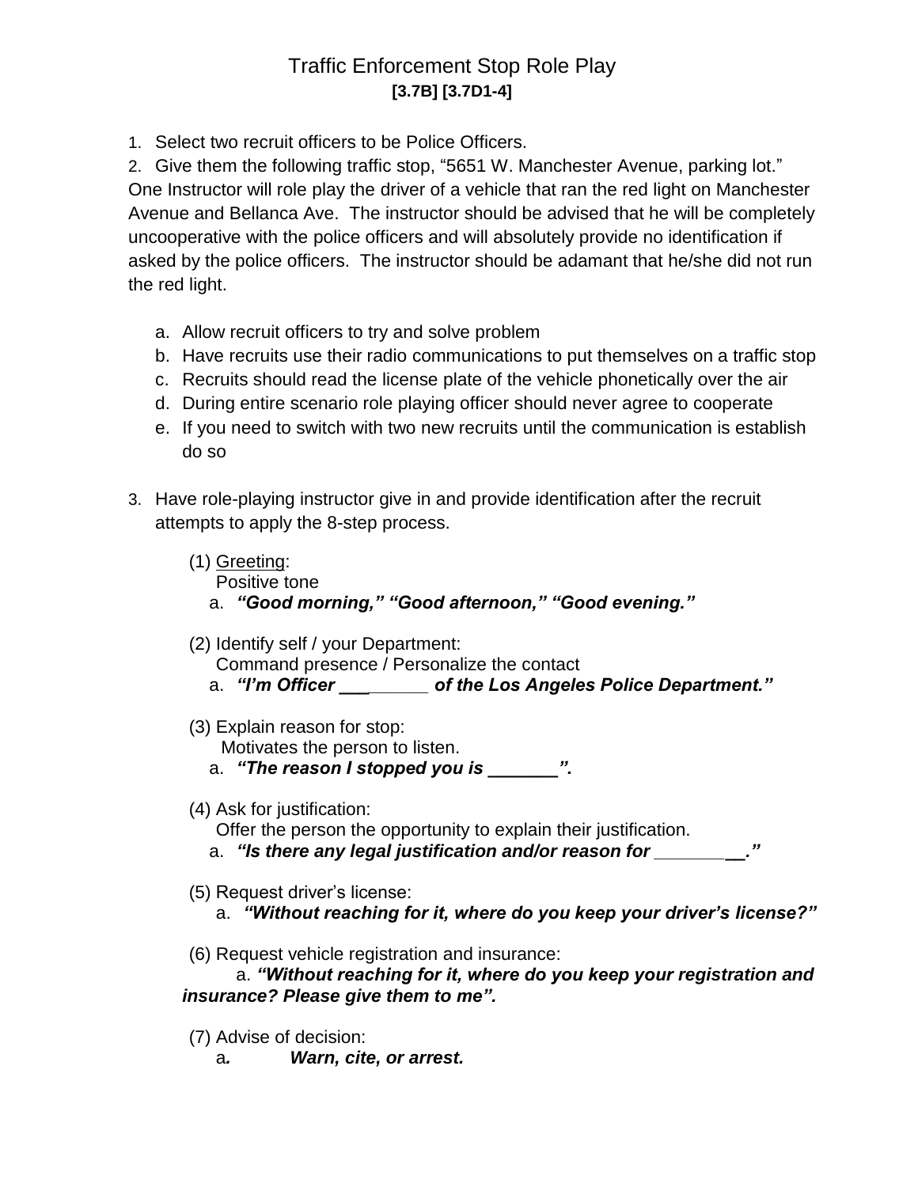# Traffic Enforcement Stop Role Play

**[3.7B] [3.7D1-4]**

1. Select two recruit officers to be Police Officers.
2. Give them the following traffic stop, “5651 W. Manchester Avenue, parking lot.” One Instructor will role play the driver of a vehicle that ran the red light on Manchester Avenue and Bellanca Ave. The instructor should be advised that he will be completely uncooperative with the police officers and will absolutely provide no identification if asked by the police officers. The instructor should be adamant that he/she did not run the red light.

   a. Allow recruit officers to try and solve problem
   b. Have recruits use their radio communications to put themselves on a traffic stop
   c. Recruits should read the license plate of the vehicle phonetically over the air
   d. During entire scenario role playing officer should never agree to cooperate
   e. If you need to switch with two new recruits until the communication is establish do so

3. Have role-playing instructor give in and provide identification after the recruit attempts to apply the 8-step process.

   (1) Greeting:
   Positive tone
   a. ***“Good morning,” “Good afternoon,” “Good evening.”***

   (2) Identify self / your Department:
   Command presence / Personalize the contact
   a. ***“I’m Officer _________ of the Los Angeles Police Department.”***

   (3) Explain reason for stop:
   Motivates the person to listen.
   a. ***“The reason I stopped you is _______”.***

   (4) Ask for justification:
   Offer the person the opportunity to explain their justification.
   a. ***“Is there any legal justification and/or reason for _________.”***

   (5) Request driver’s license:
   a. ***“Without reaching for it, where do you keep your driver’s license?”***

   (6) Request vehicle registration and insurance:
   a. ***“Without reaching for it, where do you keep your registration and insurance? Please give them to me”.***

   (7) Advise of decision:
   a. ***Warn, cite, or arrest.***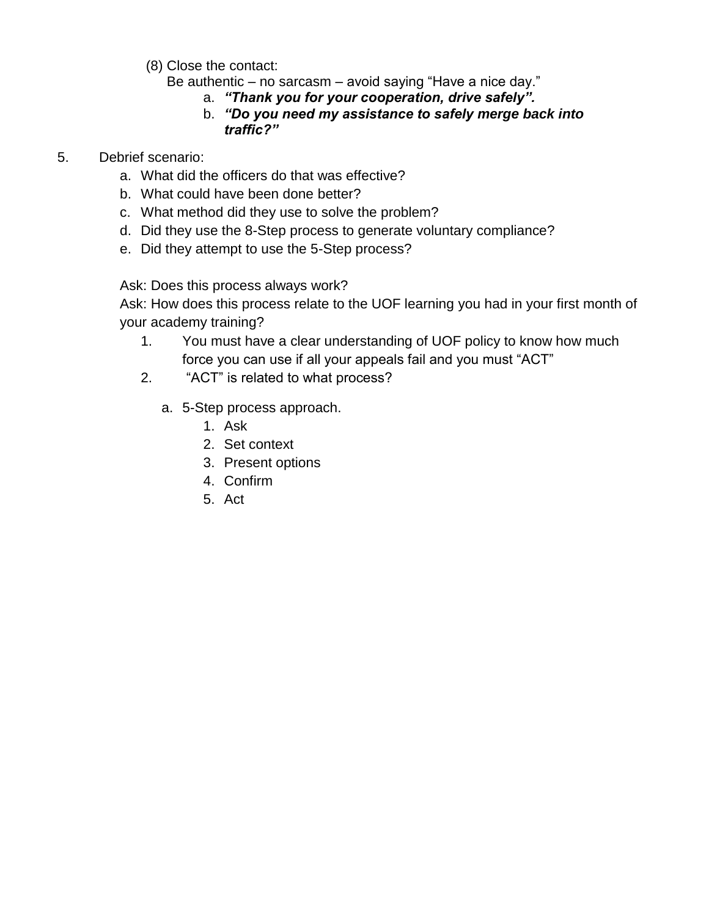(8) Close the contact:

Be authentic – no sarcasm – avoid saying "Have a nice day."

a. ***"Thank you for your cooperation, drive safely".***
b. ***"Do you need my assistance to safely merge back into traffic?"***

5. Debrief scenario:
    a. What did the officers do that was effective?
    b. What could have been done better?
    c. What method did they use to solve the problem?
    d. Did they use the 8-Step process to generate voluntary compliance?
    e. Did they attempt to use the 5-Step process?

    Ask: Does this process always work?

    Ask: How does this process relate to the UOF learning you had in your first month of your academy training?

    1. You must have a clear understanding of UOF policy to know how much force you can use if all your appeals fail and you must "ACT"
    2. "ACT" is related to what process?
        a. 5-Step process approach.
            1. Ask
            2. Set context
            3. Present options
            4. Confirm
            5. Act